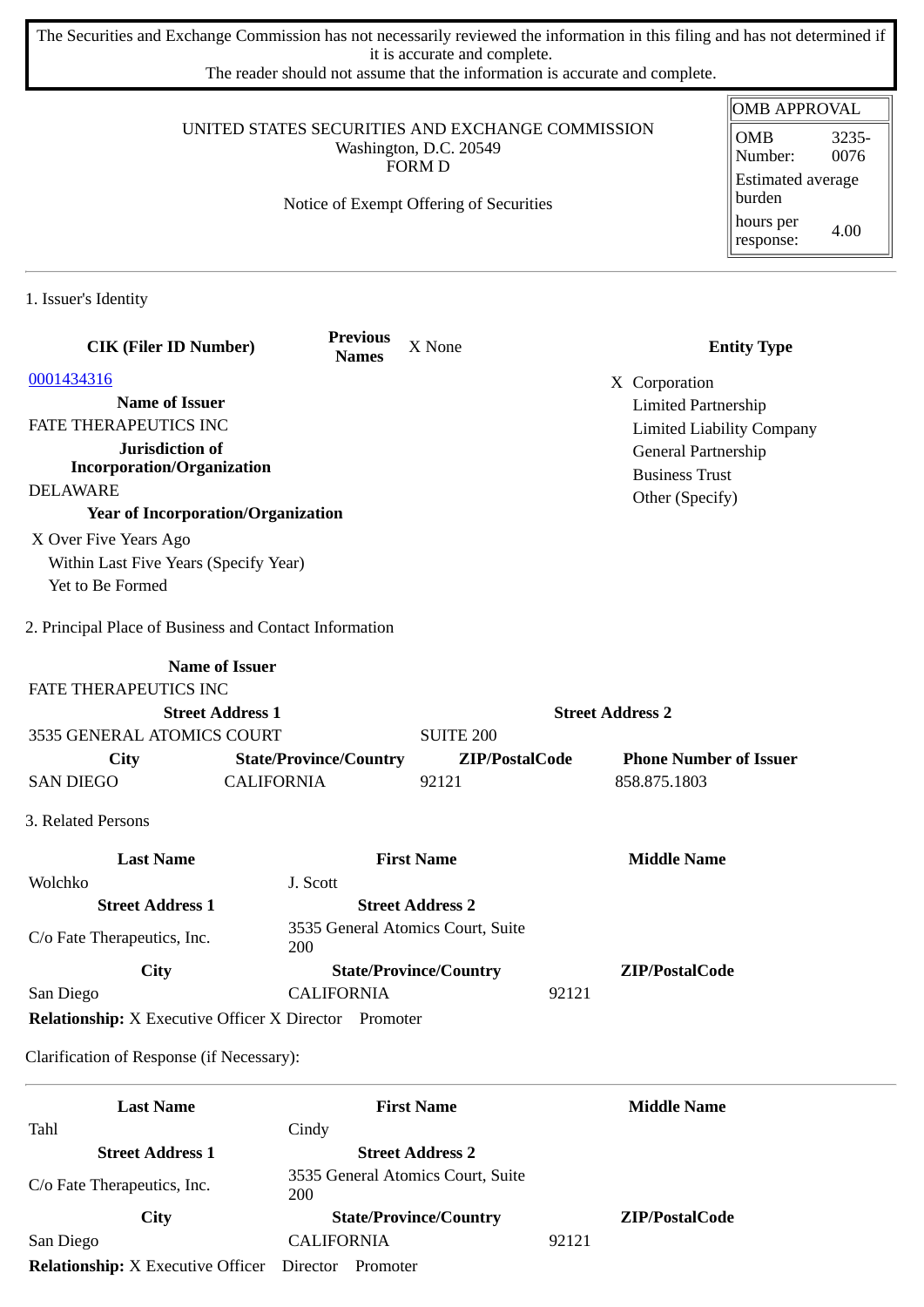The Securities and Exchange Commission has not necessarily reviewed the information in this filing and has not determined if it is accurate and complete.
The reader should not assume that the information is accurate and complete.

| OMB APPROVAL | |
|---|---|
| OMB Number: | 3235-0076 |
| Estimated average burden | |
| hours per response: | 4.00 |

UNITED STATES SECURITIES AND EXCHANGE COMMISSION
Washington, D.C. 20549
FORM D

Notice of Exempt Offering of Securities

## 1. Issuer's Identity

| CIK (Filer ID Number) | Previous Names | X None | Entity Type |
|---|---|---|---|
| 0001434316 | | | X Corporation |
| **Name of Issuer** | | | Limited Partnership |
| FATE THERAPEUTICS INC | | | Limited Liability Company |
| **Jurisdiction of Incorporation/Organization** | | | General Partnership |
| DELAWARE | | | Business Trust |
| **Year of Incorporation/Organization** | | | Other (Specify) |

X Over Five Years Ago
Within Last Five Years (Specify Year)
Yet to Be Formed

## 2. Principal Place of Business and Contact Information

| Name of Issuer | | | |
|---|---|---|---|
| FATE THERAPEUTICS INC | | | |
| **Street Address 1** | | **Street Address 2** | |
| 3535 GENERAL ATOMICS COURT | | SUITE 200 | |
| **City** | **State/Province/Country** | **ZIP/PostalCode** | **Phone Number of Issuer** |
| SAN DIEGO | CALIFORNIA | 92121 | 858.875.1803 |

## 3. Related Persons

| Last Name | First Name | Middle Name |
|---|---|---|
| Wolchko | J. Scott | |
| **Street Address 1** | **Street Address 2** | |
| C/o Fate Therapeutics, Inc. | 3535 General Atomics Court, Suite 200 | |
| **City** | **State/Province/Country** | **ZIP/PostalCode** |
| San Diego | CALIFORNIA | 92121 |

**Relationship:** X Executive Officer X Director Promoter

Clarification of Response (if Necessary):

---

| Last Name | First Name | Middle Name |
|---|---|---|
| Tahl | Cindy | |
| **Street Address 1** | **Street Address 2** | |
| C/o Fate Therapeutics, Inc. | 3535 General Atomics Court, Suite 200 | |
| **City** | **State/Province/Country** | **ZIP/PostalCode** |
| San Diego | CALIFORNIA | 92121 |

**Relationship:** X Executive Officer Director Promoter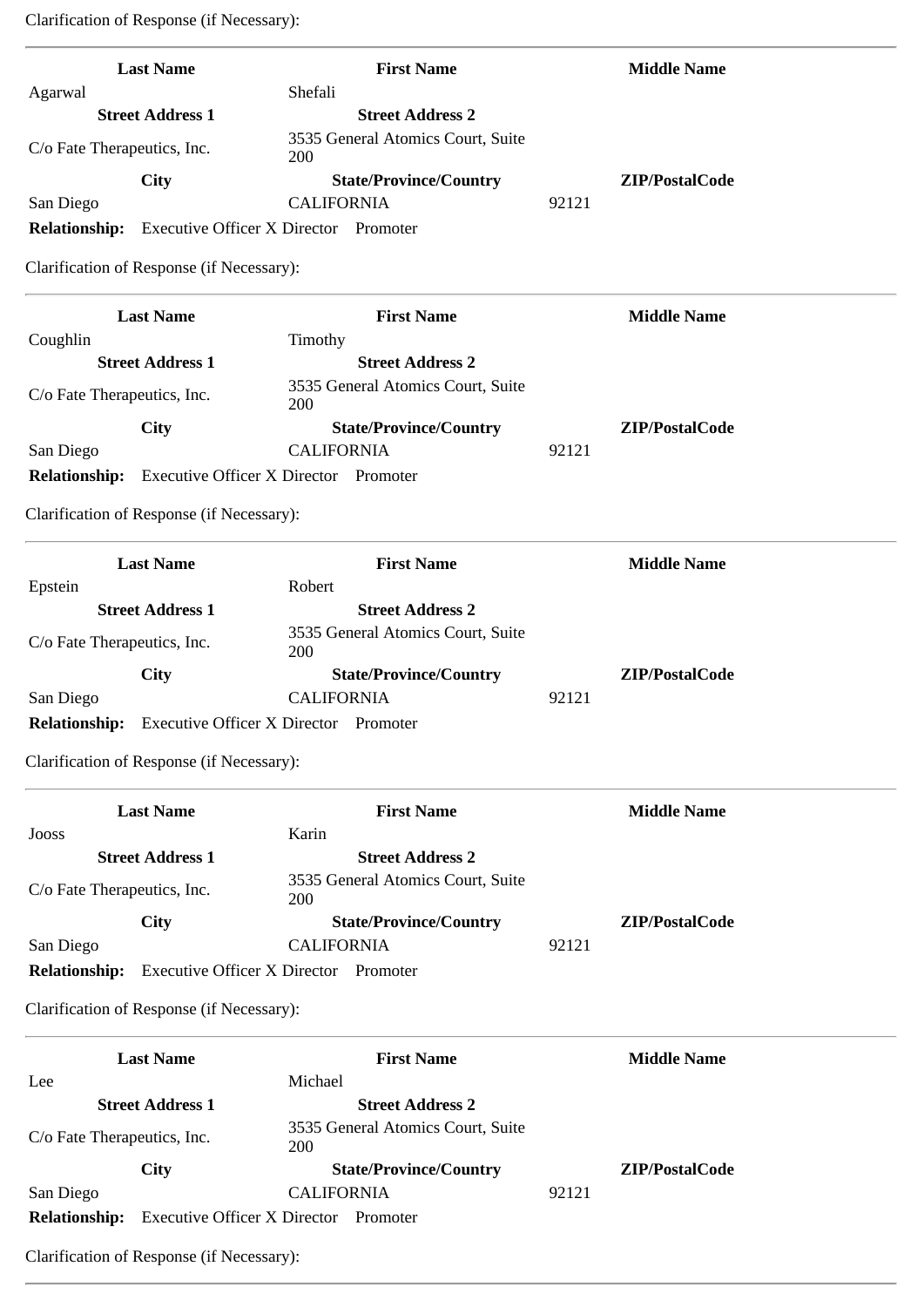Clarification of Response (if Necessary):

---

| Last Name | First Name | Middle Name |
|---|---|---|
| Agarwal | Shefali | |
| **Street Address 1** | **Street Address 2** | |
| C/o Fate Therapeutics, Inc. | 3535 General Atomics Court, Suite 200 | |
| **City** | **State/Province/Country** | **ZIP/PostalCode** |
| San Diego | CALIFORNIA | 92121 |

**Relationship:** Executive Officer X Director Promoter

Clarification of Response (if Necessary):

---

| Last Name | First Name | Middle Name |
|---|---|---|
| Coughlin | Timothy | |
| **Street Address 1** | **Street Address 2** | |
| C/o Fate Therapeutics, Inc. | 3535 General Atomics Court, Suite 200 | |
| **City** | **State/Province/Country** | **ZIP/PostalCode** |
| San Diego | CALIFORNIA | 92121 |

**Relationship:** Executive Officer X Director Promoter

Clarification of Response (if Necessary):

---

| Last Name | First Name | Middle Name |
|---|---|---|
| Epstein | Robert | |
| **Street Address 1** | **Street Address 2** | |
| C/o Fate Therapeutics, Inc. | 3535 General Atomics Court, Suite 200 | |
| **City** | **State/Province/Country** | **ZIP/PostalCode** |
| San Diego | CALIFORNIA | 92121 |

**Relationship:** Executive Officer X Director Promoter

Clarification of Response (if Necessary):

---

| Last Name | First Name | Middle Name |
|---|---|---|
| Jooss | Karin | |
| **Street Address 1** | **Street Address 2** | |
| C/o Fate Therapeutics, Inc. | 3535 General Atomics Court, Suite 200 | |
| **City** | **State/Province/Country** | **ZIP/PostalCode** |
| San Diego | CALIFORNIA | 92121 |

**Relationship:** Executive Officer X Director Promoter

Clarification of Response (if Necessary):

---

| Last Name | First Name | Middle Name |
|---|---|---|
| Lee | Michael | |
| **Street Address 1** | **Street Address 2** | |
| C/o Fate Therapeutics, Inc. | 3535 General Atomics Court, Suite 200 | |
| **City** | **State/Province/Country** | **ZIP/PostalCode** |
| San Diego | CALIFORNIA | 92121 |

**Relationship:** Executive Officer X Director Promoter

Clarification of Response (if Necessary):

---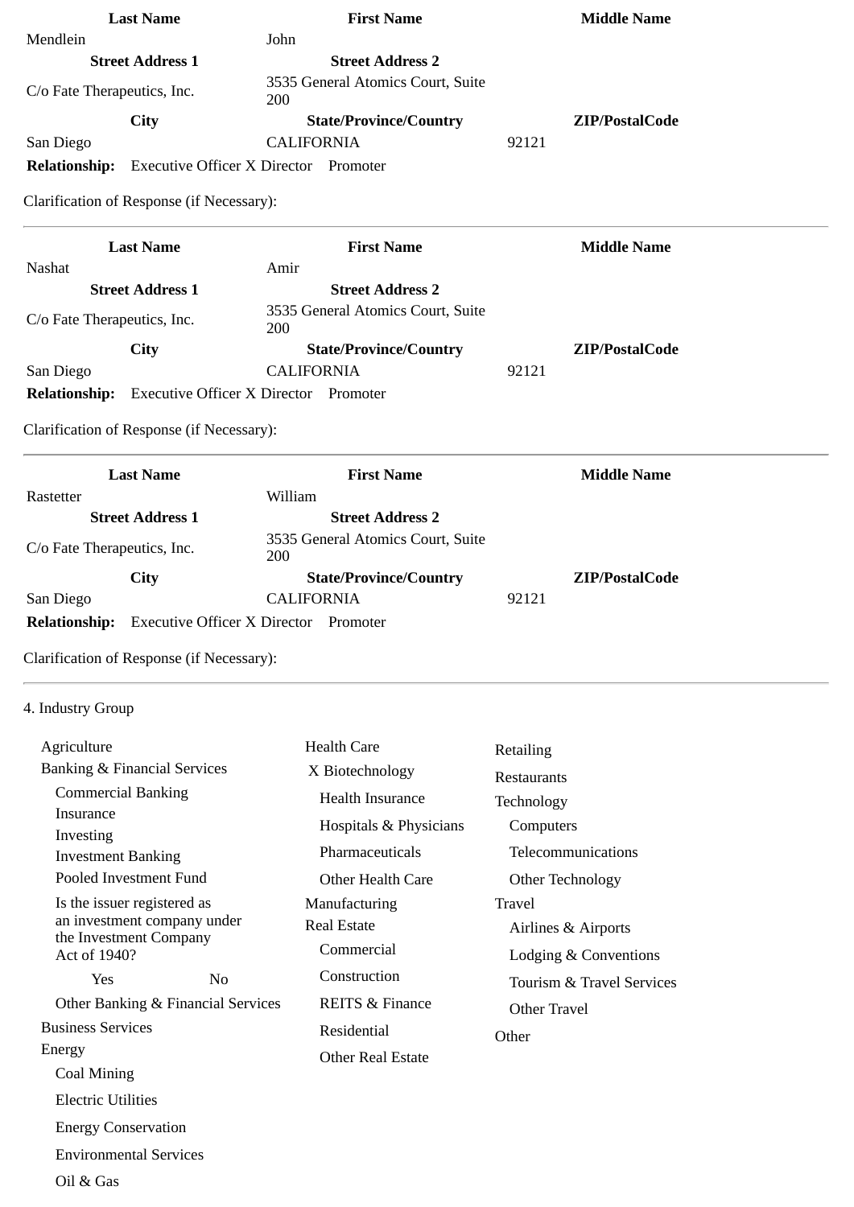| Last Name | First Name | Middle Name |
|---|---|---|
| Mendlein | John | |
| **Street Address 1** | **Street Address 2** | |
| C/o Fate Therapeutics, Inc. | 3535 General Atomics Court, Suite 200 | |
| **City** | **State/Province/Country** | **ZIP/PostalCode** |
| San Diego | CALIFORNIA | 92121 |

**Relationship:** Executive Officer X Director Promoter

Clarification of Response (if Necessary):

---

| Last Name | First Name | Middle Name |
|---|---|---|
| Nashat | Amir | |
| **Street Address 1** | **Street Address 2** | |
| C/o Fate Therapeutics, Inc. | 3535 General Atomics Court, Suite 200 | |
| **City** | **State/Province/Country** | **ZIP/PostalCode** |
| San Diego | CALIFORNIA | 92121 |

**Relationship:** Executive Officer X Director Promoter

Clarification of Response (if Necessary):

---

| Last Name | First Name | Middle Name |
|---|---|---|
| Rastetter | William | |
| **Street Address 1** | **Street Address 2** | |
| C/o Fate Therapeutics, Inc. | 3535 General Atomics Court, Suite 200 | |
| **City** | **State/Province/Country** | **ZIP/PostalCode** |
| San Diego | CALIFORNIA | 92121 |

**Relationship:** Executive Officer X Director Promoter

Clarification of Response (if Necessary):

---

4. Industry Group

- Agriculture
- Banking & Financial Services
  - Commercial Banking
  - Insurance
  - Investing
  - Investment Banking
  - Pooled Investment Fund
  - Is the issuer registered as an investment company under the Investment Company Act of 1940?
    - Yes
    - No
  - Other Banking & Financial Services
- Business Services
- Energy
  - Coal Mining
  - Electric Utilities
  - Energy Conservation
  - Environmental Services
  - Oil & Gas
- Health Care
  - X Biotechnology
  - Health Insurance
  - Hospitals & Physicians
  - Pharmaceuticals
  - Other Health Care
- Manufacturing
- Real Estate
  - Commercial
  - Construction
  - REITS & Finance
  - Residential
  - Other Real Estate
- Retailing
- Restaurants
- Technology
  - Computers
  - Telecommunications
  - Other Technology
- Travel
  - Airlines & Airports
  - Lodging & Conventions
  - Tourism & Travel Services
  - Other Travel
- Other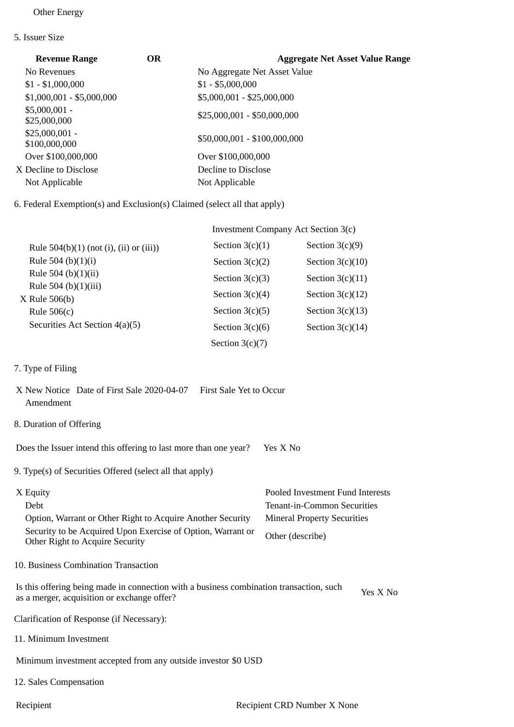Other Energy

5. Issuer Size

| Revenue Range | OR | Aggregate Net Asset Value Range |
|---|---|---|
| No Revenues | | No Aggregate Net Asset Value |
| $1 - $1,000,000 | | $1 - $5,000,000 |
| $1,000,001 - $5,000,000 | | $5,000,001 - $25,000,000 |
| $5,000,001 - $25,000,000 | | $25,000,001 - $50,000,000 |
| $25,000,001 - $100,000,000 | | $50,000,001 - $100,000,000 |
| Over $100,000,000 | | Over $100,000,000 |
| X Decline to Disclose | | Decline to Disclose |
| Not Applicable | | Not Applicable |

6. Federal Exemption(s) and Exclusion(s) Claimed (select all that apply)

| | Investment Company Act Section 3(c) | |
|---|---|---|
| Rule 504(b)(1) (not (i), (ii) or (iii)) | Section 3(c)(1) | Section 3(c)(9) |
| Rule 504 (b)(1)(i) | Section 3(c)(2) | Section 3(c)(10) |
| Rule 504 (b)(1)(ii) | Section 3(c)(3) | Section 3(c)(11) |
| Rule 504 (b)(1)(iii) | Section 3(c)(4) | Section 3(c)(12) |
| X Rule 506(b) | Section 3(c)(5) | Section 3(c)(13) |
| Rule 506(c) | Section 3(c)(6) | Section 3(c)(14) |
| Securities Act Section 4(a)(5) | Section 3(c)(7) | |

7. Type of Filing

X New Notice Date of First Sale 2020-04-07 First Sale Yet to Occur
Amendment

8. Duration of Offering

Does the Issuer intend this offering to last more than one year? Yes X No

9. Type(s) of Securities Offered (select all that apply)

| | |
|---|---|
| X Equity | Pooled Investment Fund Interests |
| Debt | Tenant-in-Common Securities |
| Option, Warrant or Other Right to Acquire Another Security | Mineral Property Securities |
| Security to be Acquired Upon Exercise of Option, Warrant or Other Right to Acquire Security | Other (describe) |

10. Business Combination Transaction

Is this offering being made in connection with a business combination transaction, such as a merger, acquisition or exchange offer? Yes X No

Clarification of Response (if Necessary):

11. Minimum Investment

Minimum investment accepted from any outside investor $0 USD

12. Sales Compensation

Recipient Recipient CRD Number X None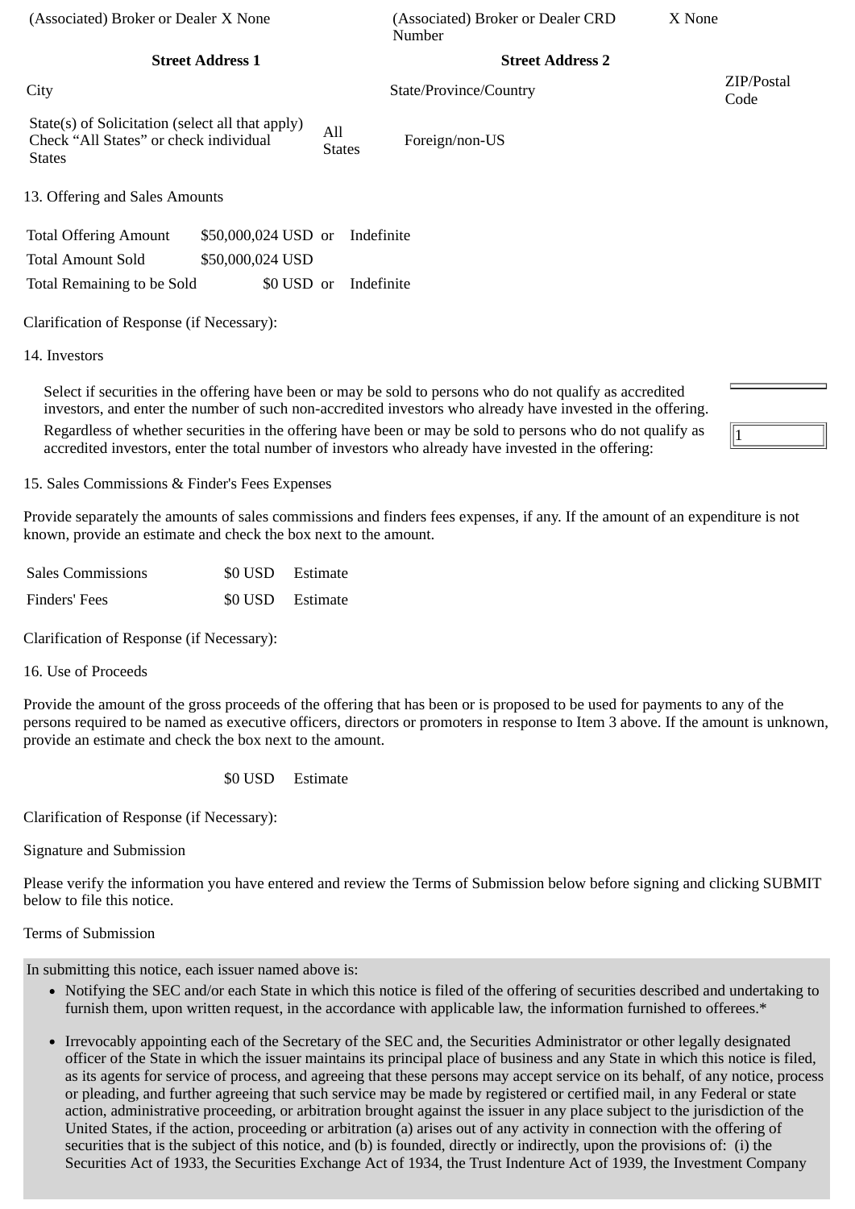| (Associated) Broker or Dealer X None | | (Associated) Broker or Dealer CRD Number | X None |
|---|---|---|---|
| **Street Address 1** | | **Street Address 2** | |
| City | | State/Province/Country | ZIP/Postal Code |

| State(s) of Solicitation (select all that apply) Check "All States" or check individual States | All States | Foreign/non-US |
|---|---|---|

13. Offering and Sales Amounts

| Total Offering Amount | $50,000,024 USD | or | Indefinite |
|---|---|---|---|
| Total Amount Sold | $50,000,024 USD | | |
| Total Remaining to be Sold | $0 USD | or | Indefinite |

Clarification of Response (if Necessary):

14. Investors

| | |
|---|---|
| Select if securities in the offering have been or may be sold to persons who do not qualify as accredited investors, and enter the number of such non-accredited investors who already have invested in the offering. | |
| Regardless of whether securities in the offering have been or may be sold to persons who do not qualify as accredited investors, enter the total number of investors who already have invested in the offering: | 1 |

15. Sales Commissions & Finder's Fees Expenses

Provide separately the amounts of sales commissions and finders fees expenses, if any. If the amount of an expenditure is not known, provide an estimate and check the box next to the amount.

| Sales Commissions | $0 USD | Estimate |
|---|---|---|
| Finders' Fees | $0 USD | Estimate |

Clarification of Response (if Necessary):

16. Use of Proceeds

Provide the amount of the gross proceeds of the offering that has been or is proposed to be used for payments to any of the persons required to be named as executive officers, directors or promoters in response to Item 3 above. If the amount is unknown, provide an estimate and check the box next to the amount.

$0 USD Estimate

Clarification of Response (if Necessary):

Signature and Submission

Please verify the information you have entered and review the Terms of Submission below before signing and clicking SUBMIT below to file this notice.

Terms of Submission

In submitting this notice, each issuer named above is:

- Notifying the SEC and/or each State in which this notice is filed of the offering of securities described and undertaking to furnish them, upon written request, in the accordance with applicable law, the information furnished to offerees.*
- Irrevocably appointing each of the Secretary of the SEC and, the Securities Administrator or other legally designated officer of the State in which the issuer maintains its principal place of business and any State in which this notice is filed, as its agents for service of process, and agreeing that these persons may accept service on its behalf, of any notice, process or pleading, and further agreeing that such service may be made by registered or certified mail, in any Federal or state action, administrative proceeding, or arbitration brought against the issuer in any place subject to the jurisdiction of the United States, if the action, proceeding or arbitration (a) arises out of any activity in connection with the offering of securities that is the subject of this notice, and (b) is founded, directly or indirectly, upon the provisions of: (i) the Securities Act of 1933, the Securities Exchange Act of 1934, the Trust Indenture Act of 1939, the Investment Company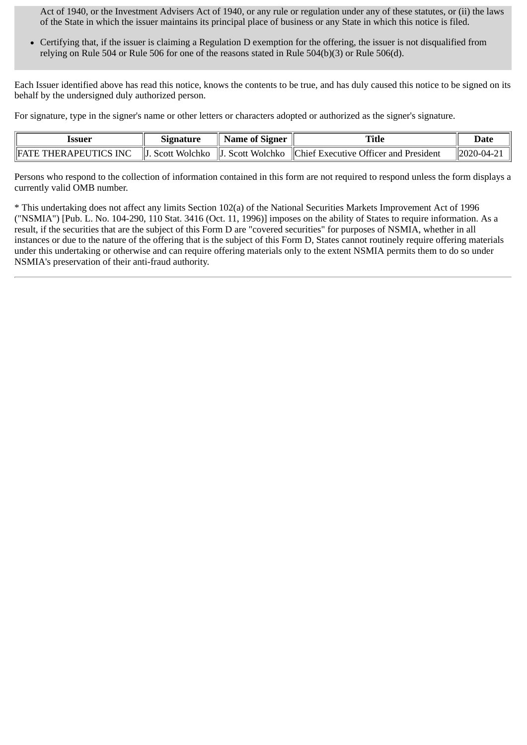Act of 1940, or the Investment Advisers Act of 1940, or any rule or regulation under any of these statutes, or (ii) the laws of the State in which the issuer maintains its principal place of business or any State in which this notice is filed.

- Certifying that, if the issuer is claiming a Regulation D exemption for the offering, the issuer is not disqualified from relying on Rule 504 or Rule 506 for one of the reasons stated in Rule 504(b)(3) or Rule 506(d).

Each Issuer identified above has read this notice, knows the contents to be true, and has duly caused this notice to be signed on its behalf by the undersigned duly authorized person.

For signature, type in the signer's name or other letters or characters adopted or authorized as the signer's signature.

| Issuer | Signature | Name of Signer | Title | Date |
|---|---|---|---|---|
| FATE THERAPEUTICS INC | J. Scott Wolchko | J. Scott Wolchko | Chief Executive Officer and President | 2020-04-21 |

Persons who respond to the collection of information contained in this form are not required to respond unless the form displays a currently valid OMB number.

* This undertaking does not affect any limits Section 102(a) of the National Securities Markets Improvement Act of 1996 ("NSMIA") [Pub. L. No. 104-290, 110 Stat. 3416 (Oct. 11, 1996)] imposes on the ability of States to require information. As a result, if the securities that are the subject of this Form D are "covered securities" for purposes of NSMIA, whether in all instances or due to the nature of the offering that is the subject of this Form D, States cannot routinely require offering materials under this undertaking or otherwise and can require offering materials only to the extent NSMIA permits them to do so under NSMIA's preservation of their anti-fraud authority.